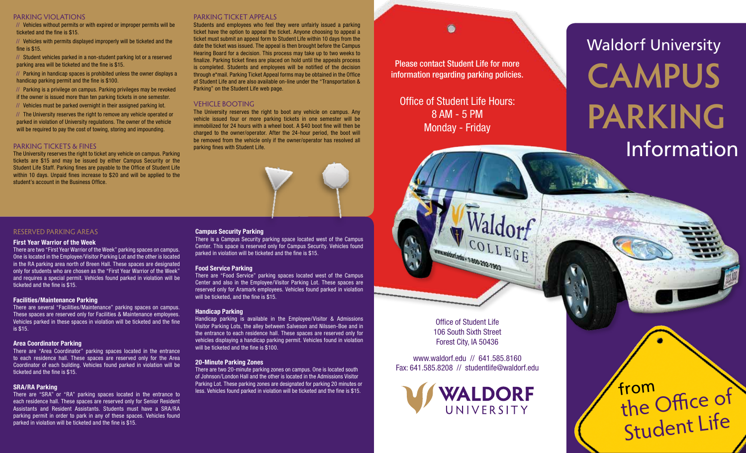# Waldorf University CAMPUS PARKING Information

from the Office of Student Life

## PARKING VIOLATIONS

// Vehicles without permits or with expired or improper permits will be ticketed and the fine is $15.

// Vehicles with permits displayed improperly will be ticketed and the fine is $15.

// Student vehicles parked in a non-student parking lot or a reserved parking area will be ticketed and the fine is $15.

// Parking in handicap spaces is prohibited unless the owner displays a handicap parking permit and the fine is $100.

// Parking is a privilege on campus. Parking privileges may be revoked if the owner is issued more than ten parking tickets in one semester.

// Vehicles must be parked overnight in their assigned parking lot.

// The University reserves the right to remove any vehicle operated or parked in violation of University regulations. The owner of the vehicle will be required to pay the cost of towing, storing and impounding.

## PARKING TICKETS & FINES

The University reserves the right to ticket any vehicle on campus. Parking tickets are $15 and may be issued by either Campus Security or the Student Life Staff. Parking fines are payable to the Office of Student Life within 10 days. Unpaid fines increase to $20 and will be applied to the student's account in the Business Office.

## PARKING TICKET APPEALS

Students and employees who feel they were unfairly issued a parking ticket have the option to appeal the ticket. Anyone choosing to appeal a ticket must submit an appeal form to Student Life within 10 days from the date the ticket was issued. The appeal is then brought before the Campus Hearing Board for a decision. This process may take up to two weeks to finalize. Parking ticket fines are placed on hold until the appeals process is completed. Students and employees will be notified of the decision through e*mail. Parking Ticket Appeal forms may be obtained in the Office of Student Life and are also available on-line under the "Transportation & Parking" on the Student Life web page.

## VEHICLE BOOTING

The University reserves the right to boot any vehicle on campus. Any vehicle issued four or more parking tickets in one semester will be immobilized for 24 hours with a wheel boot. A $40 boot fine will then be charged to the owner/operator. After the 24-hour period, the boot will be removed from the vehicle only if the owner/operator has resolved all parking fines with Student Life.

## RESERVED PARKING AREAS

### First Year Warrior of the Week

There are two "First Year Warrior of the Week" parking spaces on campus. One is located in the Employee/Visitor Parking Lot and the other is located in the RA parking area north of Breen Hall. These spaces are designated only for students who are chosen as the "First Year Warrior of the Week" and requires a special permit. Vehicles found parked in violation will be ticketed and the fine is $15.

### Facilities/Maintenance Parking

There are several "Facilities/Maintenance" parking spaces on campus. These spaces are reserved only for Facilities & Maintenance employees. Vehicles parked in these spaces in violation will be ticketed and the fine is $15.

### Area Coordinator Parking

There are "Area Coordinator" parking spaces located in the entrance to each residence hall. These spaces are reserved only for the Area Coordinator of each building. Vehicles found parked in violation will be ticketed and the fine is $15.

### SRA/RA Parking

There are "SRA" or "RA" parking spaces located in the entrance to each residence hall. These spaces are reserved only for Senior Resident Assistants and Resident Assistants. Students must have a SRA/RA parking permit in order to park in any of these spaces. Vehicles found parked in violation will be ticketed and the fine is $15.

### Campus Security Parking

There is a Campus Security parking space located west of the Campus Center. This space is reserved only for Campus Security. Vehicles found parked in violation will be ticketed and the fine is $15.

### Food Service Parking

There are "Food Service" parking spaces located west of the Campus Center and also in the Employee/Visitor Parking Lot. These spaces are reserved only for Aramark employees. Vehicles found parked in violation will be ticketed, and the fine is $15.

### Handicap Parking

Handicap parking is available in the Employee/Visitor & Admissions Visitor Parking Lots, the alley between Salveson and Nilssen-Boe and in the entrance to each residence hall. These spaces are reserved only for vehicles displaying a handicap parking permit. Vehicles found in violation will be ticketed and the fine is $100.

### 20-Minute Parking Zones

There are two 20-minute parking zones on campus. One is located south of Johnson/London Hall and the other is located in the Admissions Visitor Parking Lot. These parking zones are designated for parking 20 minutes or less. Vehicles found parked in violation will be ticketed and the fine is $15.

---

Please contact Student Life for more information regarding parking policies.

Office of Student Life Hours:
8 AM - 5 PM
Monday - Friday

Office of Student Life
106 South Sixth Street
Forest City, IA 50436

www.waldorf.edu // 641.585.8160
Fax: 641.585.8208 // studentlife@waldorf.edu

WALDORF UNIVERSITY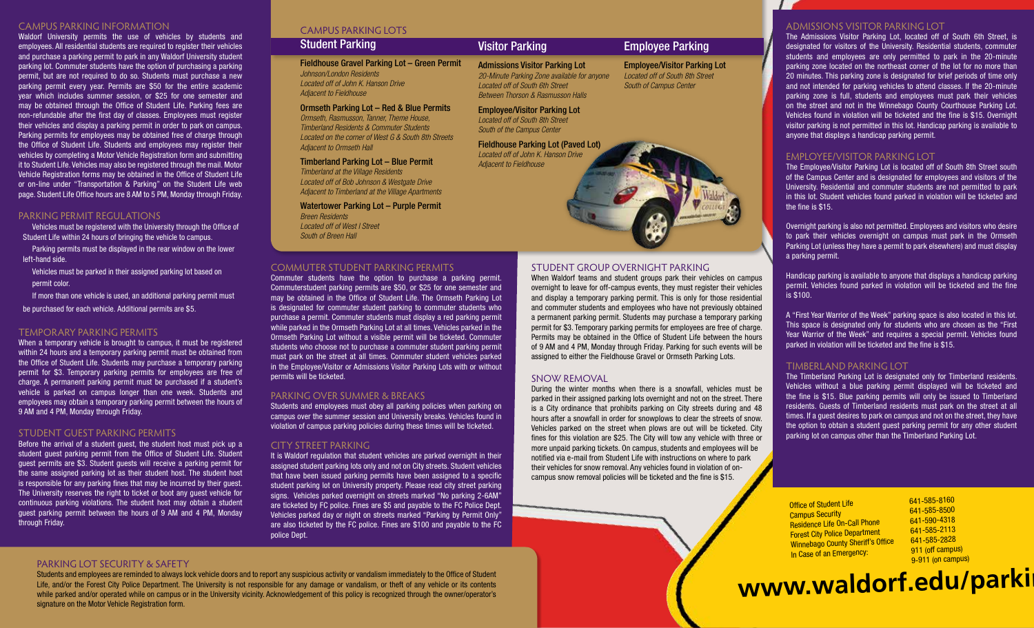## CAMPUS PARKING INFORMATION

Waldorf University permits the use of vehicles by students and employees. All residential students are required to register their vehicles and purchase a parking permit to park in any Waldorf University student parking lot. Commuter students have the option of purchasing a parking permit, but are not required to do so. Students must purchase a new parking permit every year. Permits are $50 for the entire academic year which includes summer session, or $25 for one semester and may be obtained through the Office of Student Life. Parking fees are non-refundable after the first day of classes. Employees must register their vehicles and display a parking permit in order to park on campus. Parking permits for employees may be obtained free of charge through the Office of Student Life. Students and employees may register their vehicles by completing a Motor Vehicle Registration form and submitting it to Student Life. Vehicles may also be registered through the mail. Motor Vehicle Registration forms may be obtained in the Office of Student Life or on-line under "Transportation & Parking" on the Student Life web page. Student Life Office hours are 8 AM to 5 PM, Monday through Friday.

## PARKING PERMIT REGULATIONS

Vehicles must be registered with the University through the Office of Student Life within 24 hours of bringing the vehicle to campus.

Parking permits must be displayed in the rear window on the lower left-hand side.

Vehicles must be parked in their assigned parking lot based on permit color.

If more than one vehicle is used, an additional parking permit must be purchased for each vehicle. Additional permits are $5.

## TEMPORARY PARKING PERMITS

When a temporary vehicle is brought to campus, it must be registered within 24 hours and a temporary parking permit must be obtained from the Office of Student Life. Students may purchase a temporary parking permit for $3. Temporary parking permits for employees are free of charge. A permanent parking permit must be purchased if a student's vehicle is parked on campus longer than one week. Students and employees may obtain a temporary parking permit between the hours of 9 AM and 4 PM, Monday through Friday.

## STUDENT GUEST PARKING PERMITS

Before the arrival of a student guest, the student host must pick up a student guest parking permit from the Office of Student Life. Student guest permits are $3. Student guests will receive a parking permit for the same assigned parking lot as their student host. The student host is responsible for any parking fines that may be incurred by their guest. The University reserves the right to ticket or boot any guest vehicle for continuous parking violations. The student host may obtain a student guest parking permit between the hours of 9 AM and 4 PM, Monday through Friday.

## CAMPUS PARKING LOTS

### Student Parking

**Fieldhouse Gravel Parking Lot – Green Permit**
*Johnson/London Residents*
*Located off of John K. Hanson Drive*
*Adjacent to Fieldhouse*

**Ormseth Parking Lot – Red & Blue Permits**
*Ormseth, Rasmusson, Tanner, Theme House, Timberland Residents & Commuter Students*
*Located on the corner of West G & South 8th Streets*
*Adjacent to Ormseth Hall*

**Timberland Parking Lot – Blue Permit**
*Timberland at the Village Residents*
*Located off of Bob Johnson & Westgate Drive*
*Adjacent to Timberland at the Village Apartments*

**Watertower Parking Lot – Purple Permit**
*Breen Residents*
*Located off of West I Street*
*South of Breen Hall*

### Visitor Parking

**Admissions Visitor Parking Lot**
*20-Minute Parking Zone available for anyone*
*Located off of South 6th Street*
*Between Thorson & Rasmusson Halls*

**Employee/Visitor Parking Lot**
*Located off of South 8th Street*
*South of the Campus Center*

**Fieldhouse Parking Lot (Paved Lot)**
*Located off of John K. Hanson Drive*
*Adjacent to Fieldhouse*

### Employee Parking

**Employee/Visitor Parking Lot**
*Located off of South 8th Street*
*South of Campus Center*

## COMMUTER STUDENT PARKING PERMITS

Commuter students have the option to purchase a parking permit. Commuterstudent parking permits are $50, or $25 for one semester and may be obtained in the Office of Student Life. The Ormseth Parking Lot is designated for commuter student parking to commuter students who purchase a permit. Commuter students must display a red parking permit while parked in the Ormseth Parking Lot at all times. Vehicles parked in the Ormseth Parking Lot without a visible permit will be ticketed. Commuter students who choose not to purchase a commuter student parking permit must park on the street at all times. Commuter student vehicles parked in the Employee/Visitor or Admissions Visitor Parking Lots with or without permits will be ticketed.

## PARKING OVER SUMMER & BREAKS

Students and employees must obey all parking policies when parking on campus over the summer session and University breaks. Vehicles found in violation of campus parking policies during these times will be ticketed.

## CITY STREET PARKING

It is Waldorf regulation that student vehicles are parked overnight in their assigned student parking lots only and not on City streets. Student vehicles that have been issued parking permits have been assigned to a specific student parking lot on University property. Please read city street parking signs. Vehicles parked overnight on streets marked "No parking 2-6AM" are ticketed by FC police. Fines are $5 and payable to the FC Police Dept. Vehicles parked day or night on streets marked "Parking by Permit Only" are also ticketed by the FC police. Fines are $100 and payable to the FC police Dept.

## STUDENT GROUP OVERNIGHT PARKING

When Waldorf teams and student groups park their vehicles on campus overnight to leave for off-campus events, they must register their vehicles and display a temporary parking permit. This is only for those residential and commuter students and employees who have not previously obtained a permanent parking permit. Students may purchase a temporary parking permit for $3. Temporary parking permits for employees are free of charge. Permits may be obtained in the Office of Student Life between the hours of 9 AM and 4 PM, Monday through Friday. Parking for such events will be assigned to either the Fieldhouse Gravel or Ormseth Parking Lots.

## SNOW REMOVAL

During the winter months when there is a snowfall, vehicles must be parked in their assigned parking lots overnight and not on the street. There is a City ordinance that prohibits parking on City streets during and 48 hours after a snowfall in order for snowplows to clear the streets of snow. Vehicles parked on the street when plows are out will be ticketed. City fines for this violation are $25. The City will tow any vehicle with three or more unpaid parking tickets. On campus, students and employees will be notified via e-mail from Student Life with instructions on where to park their vehicles for snow removal. Any vehicles found in violation of on-campus snow removal policies will be ticketed and the fine is $15.

## ADMISSIONS VISITOR PARKING LOT

The Admissions Visitor Parking Lot, located off of South 6th Street, is designated for visitors of the University. Residential students, commuter students and employees are only permitted to park in the 20-minute parking zone located on the northeast corner of the lot for no more than 20 minutes. This parking zone is designated for brief periods of time only and not intended for parking vehicles to attend classes. If the 20-minute parking zone is full, students and employees must park their vehicles on the street and not in the Winnebago County Courthouse Parking Lot. Vehicles found in violation will be ticketed and the fine is $15. Overnight visitor parking is not permitted in this lot. Handicap parking is available to anyone that displays a handicap parking permit.

## EMPLOYEE/VISITOR PARKING LOT

The Employee/Visitor Parking Lot is located off of South 8th Street south of the Campus Center and is designated for employees and visitors of the University. Residential and commuter students are not permitted to park in this lot. Student vehicles found parked in violation will be ticketed and the fine is $15.

Overnight parking is also not permitted. Employees and visitors who desire to park their vehicles overnight on campus must park in the Ormseth Parking Lot (unless they have a permit to park elsewhere) and must display a parking permit.

Handicap parking is available to anyone that displays a handicap parking permit. Vehicles found parked in violation will be ticketed and the fine is $100.

A "First Year Warrior of the Week" parking space is also located in this lot. This space is designated only for students who are chosen as the "First Year Warrior of the Week" and requires a special permit. Vehicles found parked in violation will be ticketed and the fine is $15.

## TIMBERLAND PARKING LOT

The Timberland Parking Lot is designated only for Timberland residents. Vehicles without a blue parking permit displayed will be ticketed and the fine is $15. Blue parking permits will only be issued to Timberland residents. Guests of Timberland residents must park on the street at all times. If a guest desires to park on campus and not on the street, they have the option to obtain a student guest parking permit for any other student parking lot on campus other than the Timberland Parking Lot.

| | |
|---|---|
| Office of Student Life | 641-585-8160 |
| Campus Security | 641-585-8500 |
| Residence Life On-Call Phone | 641-590-4318 |
| Forest City Police Department | 641-585-2113 |
| Winnebago County Sheriff's Office | 641-585-2828 |
| In Case of an Emergency: | 911 (off campus) 9-911 (on campus) |

## PARKING LOT SECURITY & SAFETY

Students and employees are reminded to always lock vehicle doors and to report any suspicious activity or vandalism immediately to the Office of Student Life, and/or the Forest City Police Department. The University is not responsible for any damage or vandalism, or theft of any vehicle or its contents while parked and/or operated while on campus or in the University vicinity. Acknowledgement of this policy is recognized through the owner/operator's signature on the Motor Vehicle Registration form.

**www.waldorf.edu/parki**